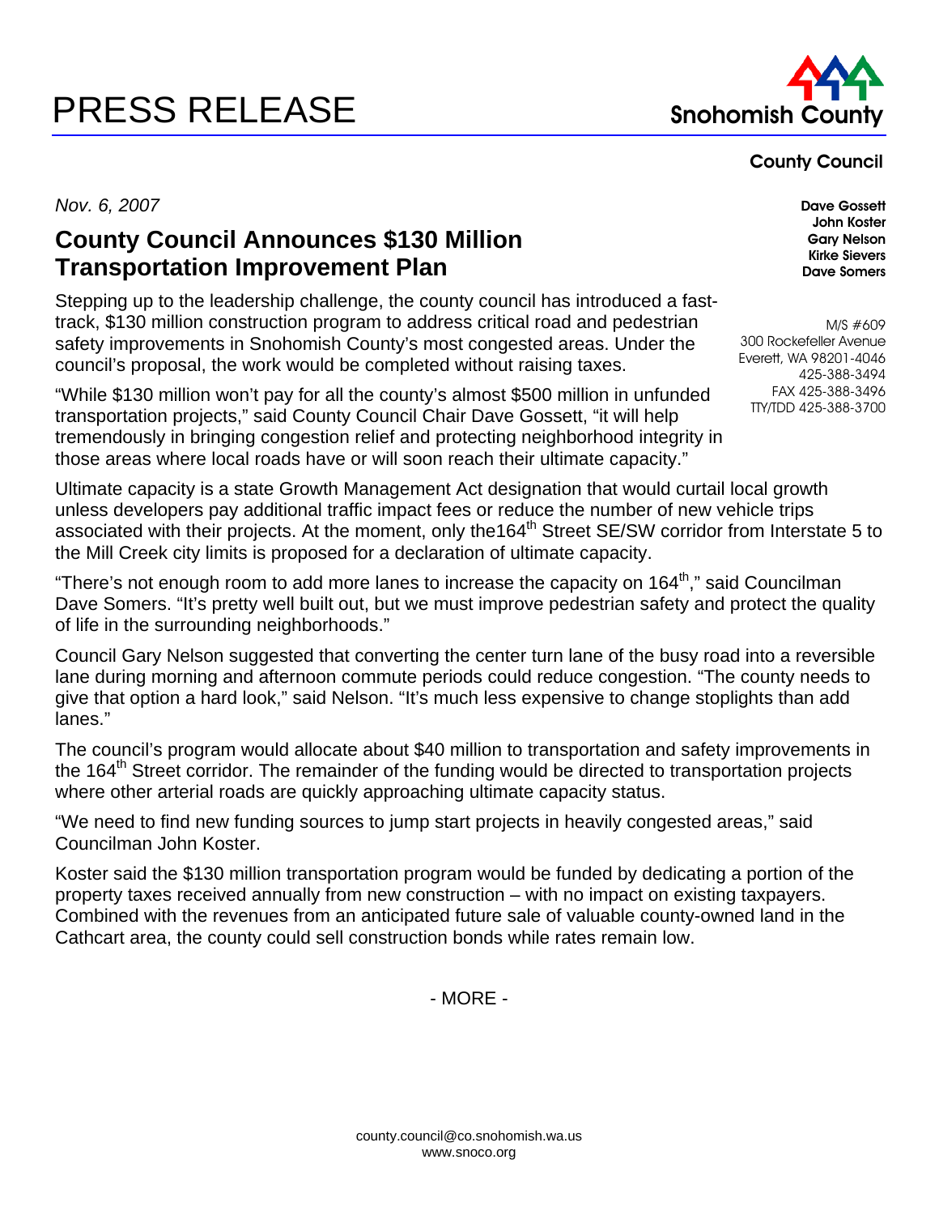# PRESS RELEASE

**Snohomish County**

**County Council**

**Dave Gossett**
**John Koster**
**Gary Nelson**
**Kirke Sievers**
**Dave Somers**

M/S #609
300 Rockefeller Avenue
Everett, WA 98201-4046
425-388-3494
FAX 425-388-3496
TTY/TDD 425-388-3700

*Nov. 6, 2007*

## County Council Announces $130 Million Transportation Improvement Plan

Stepping up to the leadership challenge, the county council has introduced a fast-track, $130 million construction program to address critical road and pedestrian safety improvements in Snohomish County's most congested areas. Under the council's proposal, the work would be completed without raising taxes.

"While $130 million won't pay for all the county's almost $500 million in unfunded transportation projects," said County Council Chair Dave Gossett, "it will help tremendously in bringing congestion relief and protecting neighborhood integrity in those areas where local roads have or will soon reach their ultimate capacity."

Ultimate capacity is a state Growth Management Act designation that would curtail local growth unless developers pay additional traffic impact fees or reduce the number of new vehicle trips associated with their projects. At the moment, only the164th Street SE/SW corridor from Interstate 5 to the Mill Creek city limits is proposed for a declaration of ultimate capacity.

"There's not enough room to add more lanes to increase the capacity on 164th," said Councilman Dave Somers. "It's pretty well built out, but we must improve pedestrian safety and protect the quality of life in the surrounding neighborhoods."

Council Gary Nelson suggested that converting the center turn lane of the busy road into a reversible lane during morning and afternoon commute periods could reduce congestion. "The county needs to give that option a hard look," said Nelson. "It's much less expensive to change stoplights than add lanes."

The council's program would allocate about $40 million to transportation and safety improvements in the 164th Street corridor. The remainder of the funding would be directed to transportation projects where other arterial roads are quickly approaching ultimate capacity status.

"We need to find new funding sources to jump start projects in heavily congested areas," said Councilman John Koster.

Koster said the $130 million transportation program would be funded by dedicating a portion of the property taxes received annually from new construction – with no impact on existing taxpayers. Combined with the revenues from an anticipated future sale of valuable county-owned land in the Cathcart area, the county could sell construction bonds while rates remain low.

- MORE -

county.council@co.snohomish.wa.us
www.snoco.org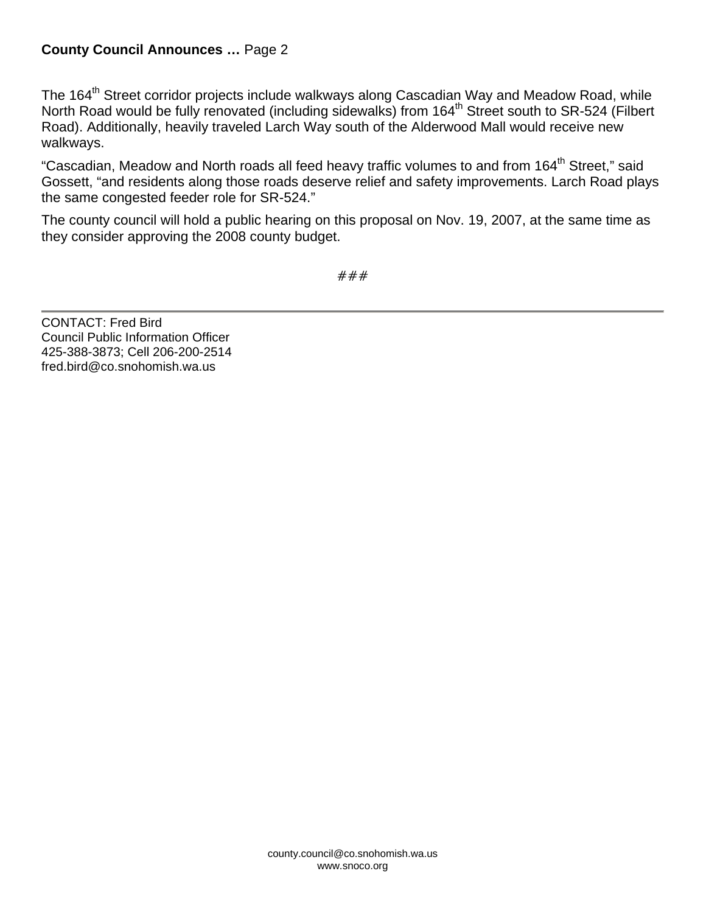The 164th Street corridor projects include walkways along Cascadian Way and Meadow Road, while North Road would be fully renovated (including sidewalks) from 164th Street south to SR-524 (Filbert Road). Additionally, heavily traveled Larch Way south of the Alderwood Mall would receive new walkways.

"Cascadian, Meadow and North roads all feed heavy traffic volumes to and from 164th Street," said Gossett, "and residents along those roads deserve relief and safety improvements. Larch Road plays the same congested feeder role for SR-524."

The county council will hold a public hearing on this proposal on Nov. 19, 2007, at the same time as they consider approving the 2008 county budget.

###

---

CONTACT: Fred Bird
Council Public Information Officer
425-388-3873; Cell 206-200-2514
fred.bird@co.snohomish.wa.us

county.council@co.snohomish.wa.us
www.snoco.org